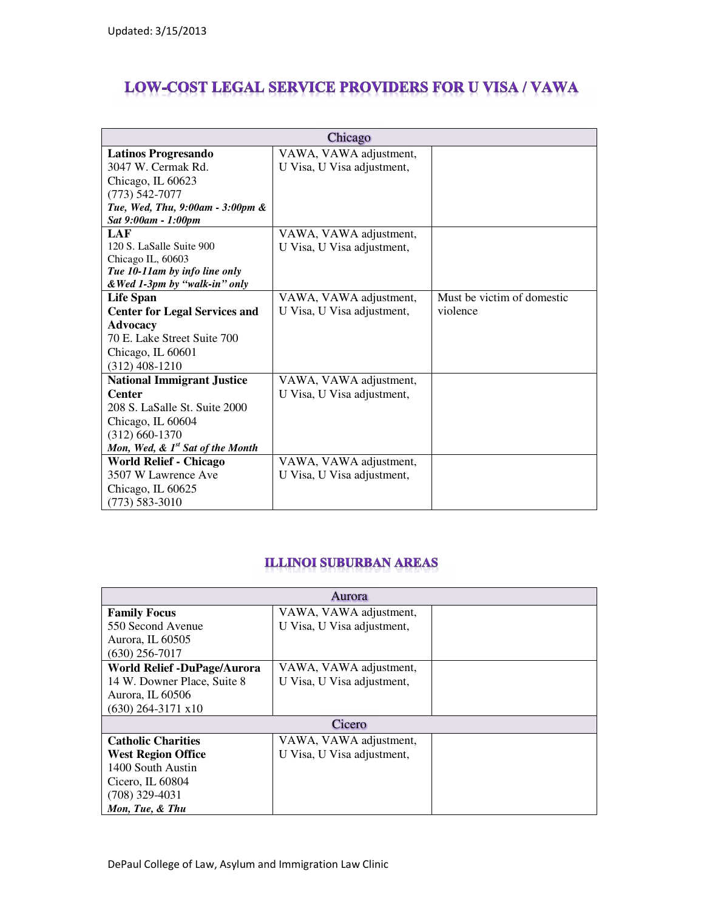Updated: 3/15/2013

# LOW-COST LEGAL SERVICE PROVIDERS FOR U VISA / VAWA

| Chicago | | |
|---|---|---|
| **Latinos Progresando**<br>3047 W. Cermak Rd.<br>Chicago, IL 60623<br>(773) 542-7077<br>***Tue, Wed, Thu, 9:00am - 3:00pm & Sat 9:00am - 1:00pm*** | VAWA, VAWA adjustment, U Visa, U Visa adjustment, | |
| **LAF**<br>120 S. LaSalle Suite 900<br>Chicago IL, 60603<br>***Tue 10-11am by info line only &Wed 1-3pm by "walk-in" only*** | VAWA, VAWA adjustment, U Visa, U Visa adjustment, | |
| **Life Span**<br>**Center for Legal Services and Advocacy**<br>70 E. Lake Street Suite 700<br>Chicago, IL 60601<br>(312) 408-1210 | VAWA, VAWA adjustment, U Visa, U Visa adjustment, | Must be victim of domestic violence |
| **National Immigrant Justice Center**<br>208 S. LaSalle St. Suite 2000<br>Chicago, IL 60604<br>(312) 660-1370<br>***Mon, Wed, & 1st Sat of the Month*** | VAWA, VAWA adjustment, U Visa, U Visa adjustment, | |
| **World Relief - Chicago**<br>3507 W Lawrence Ave<br>Chicago, IL 60625<br>(773) 583-3010 | VAWA, VAWA adjustment, U Visa, U Visa adjustment, | |

## ILLINOI SUBURBAN AREAS

| Aurora | | |
|---|---|---|
| **Family Focus**<br>550 Second Avenue<br>Aurora, IL 60505<br>(630) 256-7017 | VAWA, VAWA adjustment, U Visa, U Visa adjustment, | |
| **World Relief -DuPage/Aurora**<br>14 W. Downer Place, Suite 8<br>Aurora, IL 60506<br>(630) 264-3171 x10 | VAWA, VAWA adjustment, U Visa, U Visa adjustment, | |
| **Cicero** | | |
| **Catholic Charities**<br>**West Region Office**<br>1400 South Austin<br>Cicero, IL 60804<br>(708) 329-4031<br>***Mon, Tue, & Thu*** | VAWA, VAWA adjustment, U Visa, U Visa adjustment, | |

DePaul College of Law, Asylum and Immigration Law Clinic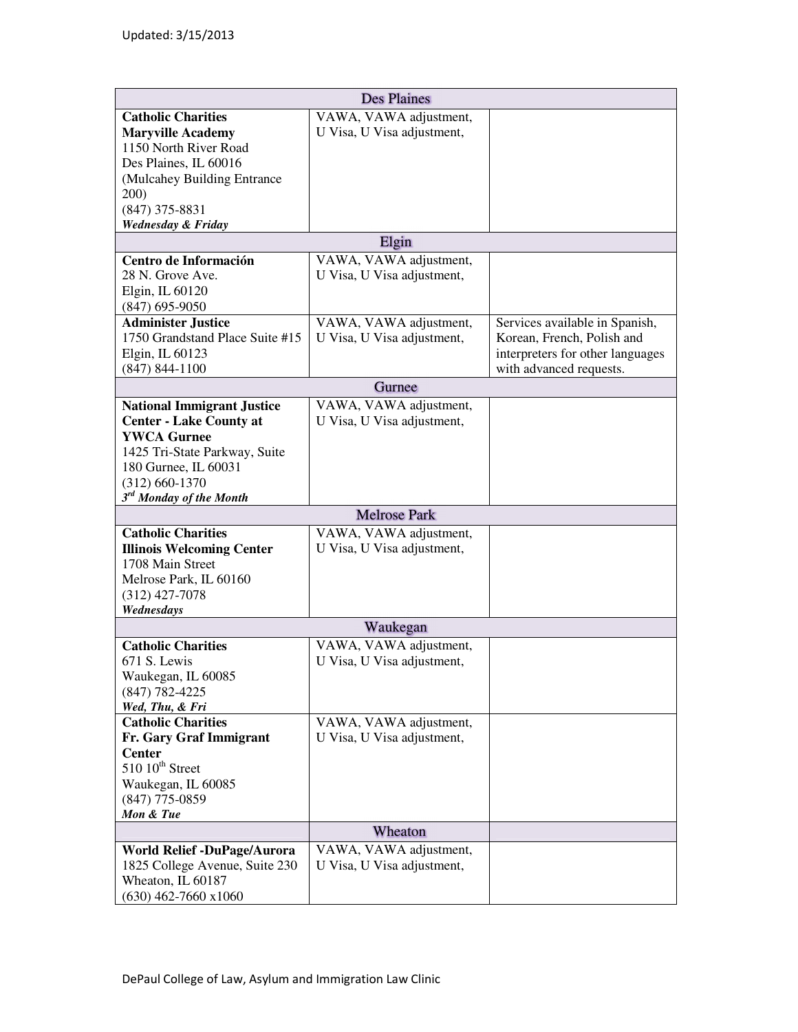| | | |
|---|---|---|
| **Des Plaines** | | |
| **Catholic Charities Maryville Academy**<br>1150 North River Road<br>Des Plaines, IL 60016<br>(Mulcahey Building Entrance 200)<br>(847) 375-8831<br>***Wednesday & Friday*** | VAWA, VAWA adjustment, U Visa, U Visa adjustment, | |
| **Elgin** | | |
| **Centro de Información**<br>28 N. Grove Ave.<br>Elgin, IL 60120<br>(847) 695-9050 | VAWA, VAWA adjustment, U Visa, U Visa adjustment, | |
| **Administer Justice**<br>1750 Grandstand Place Suite #15<br>Elgin, IL 60123<br>(847) 844-1100 | VAWA, VAWA adjustment, U Visa, U Visa adjustment, | Services available in Spanish, Korean, French, Polish and interpreters for other languages with advanced requests. |
| **Gurnee** | | |
| **National Immigrant Justice Center - Lake County at YWCA Gurnee**<br>1425 Tri-State Parkway, Suite 180 Gurnee, IL 60031<br>(312) 660-1370<br>***3rd Monday of the Month*** | VAWA, VAWA adjustment, U Visa, U Visa adjustment, | |
| **Melrose Park** | | |
| **Catholic Charities Illinois Welcoming Center**<br>1708 Main Street<br>Melrose Park, IL 60160<br>(312) 427-7078<br>***Wednesdays*** | VAWA, VAWA adjustment, U Visa, U Visa adjustment, | |
| **Waukegan** | | |
| **Catholic Charities**<br>671 S. Lewis<br>Waukegan, IL 60085<br>(847) 782-4225<br>***Wed, Thu, & Fri*** | VAWA, VAWA adjustment, U Visa, U Visa adjustment, | |
| **Catholic Charities Fr. Gary Graf Immigrant Center**<br>510 10th Street<br>Waukegan, IL 60085<br>(847) 775-0859<br>***Mon & Tue*** | VAWA, VAWA adjustment, U Visa, U Visa adjustment, | |
| **Wheaton** | | |
| **World Relief -DuPage/Aurora**<br>1825 College Avenue, Suite 230<br>Wheaton, IL 60187<br>(630) 462-7660 x1060 | VAWA, VAWA adjustment, U Visa, U Visa adjustment, | |